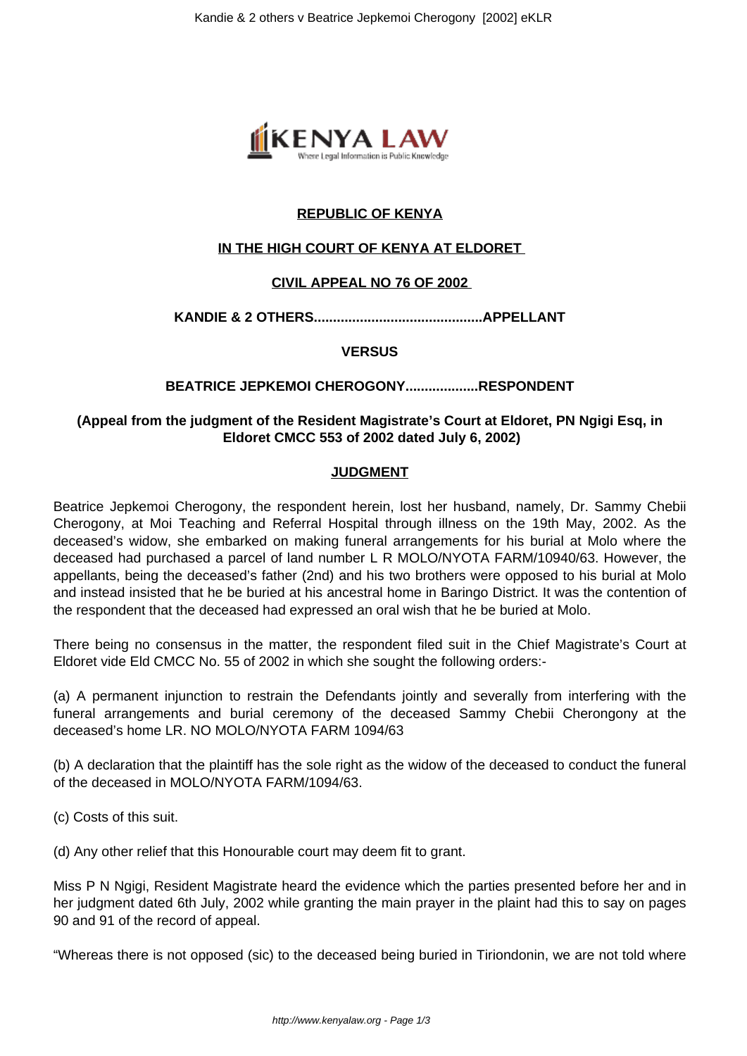**REPUBLIC OF KENYA**

**IN THE HIGH COURT OF KENYA AT ELDORET**

**CIVIL APPEAL NO 76 OF 2002**

**KANDIE & 2 OTHERS...........................................APPELLANT**

**VERSUS**

**BEATRICE JEPKEMOI CHEROGONY...................RESPONDENT**

**(Appeal from the judgment of the Resident Magistrate's Court at Eldoret, PN Ngigi Esq, in Eldoret CMCC 553 of 2002 dated July 6, 2002)**

**JUDGMENT**

Beatrice Jepkemoi Cherogony, the respondent herein, lost her husband, namely, Dr. Sammy Chebii Cherogony, at Moi Teaching and Referral Hospital through illness on the 19th May, 2002. As the deceased's widow, she embarked on making funeral arrangements for his burial at Molo where the deceased had purchased a parcel of land number L R MOLO/NYOTA FARM/10940/63. However, the appellants, being the deceased's father (2nd) and his two brothers were opposed to his burial at Molo and instead insisted that he be buried at his ancestral home in Baringo District. It was the contention of the respondent that the deceased had expressed an oral wish that he be buried at Molo.

There being no consensus in the matter, the respondent filed suit in the Chief Magistrate's Court at Eldoret vide Eld CMCC No. 55 of 2002 in which she sought the following orders:-

(a) A permanent injunction to restrain the Defendants jointly and severally from interfering with the funeral arrangements and burial ceremony of the deceased Sammy Chebii Cherongony at the deceased's home LR. NO MOLO/NYOTA FARM 1094/63

(b) A declaration that the plaintiff has the sole right as the widow of the deceased to conduct the funeral of the deceased in MOLO/NYOTA FARM/1094/63.

(c) Costs of this suit.

(d) Any other relief that this Honourable court may deem fit to grant.

Miss P N Ngigi, Resident Magistrate heard the evidence which the parties presented before her and in her judgment dated 6th July, 2002 while granting the main prayer in the plaint had this to say on pages 90 and 91 of the record of appeal.

"Whereas there is not opposed (sic) to the deceased being buried in Tiriondonin, we are not told where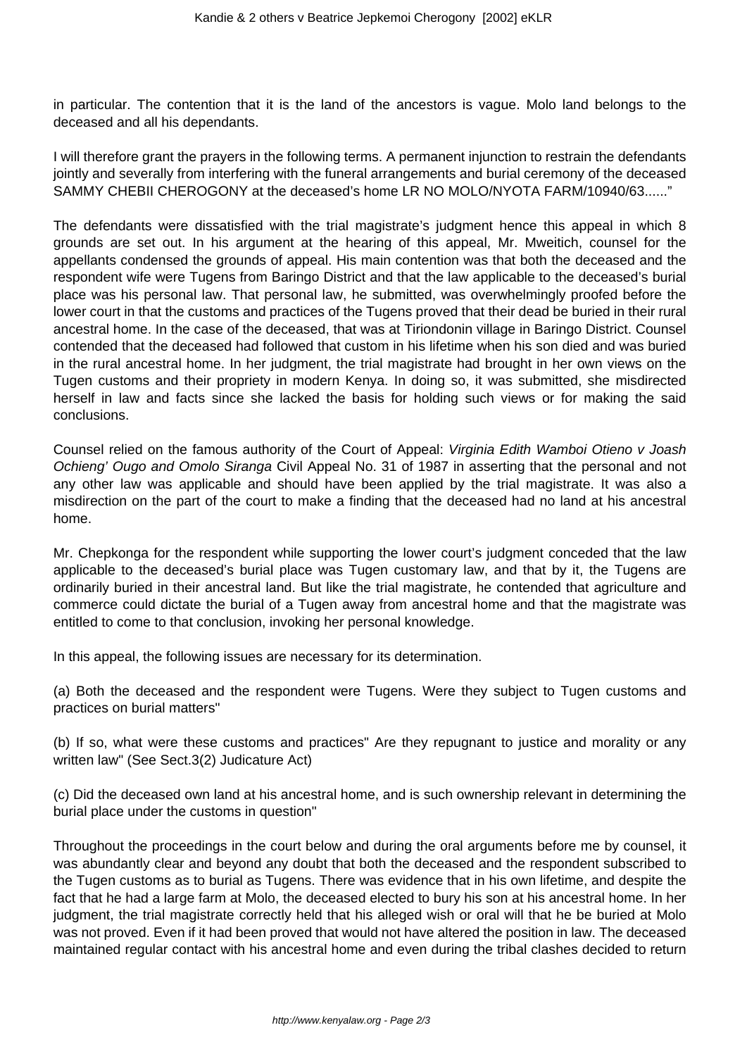in particular. The contention that it is the land of the ancestors is vague. Molo land belongs to the deceased and all his dependants.

I will therefore grant the prayers in the following terms. A permanent injunction to restrain the defendants jointly and severally from interfering with the funeral arrangements and burial ceremony of the deceased SAMMY CHEBII CHEROGONY at the deceased's home LR NO MOLO/NYOTA FARM/10940/63......"

The defendants were dissatisfied with the trial magistrate's judgment hence this appeal in which 8 grounds are set out. In his argument at the hearing of this appeal, Mr. Mweitich, counsel for the appellants condensed the grounds of appeal. His main contention was that both the deceased and the respondent wife were Tugens from Baringo District and that the law applicable to the deceased's burial place was his personal law. That personal law, he submitted, was overwhelmingly proofed before the lower court in that the customs and practices of the Tugens proved that their dead be buried in their rural ancestral home. In the case of the deceased, that was at Tiriondonin village in Baringo District. Counsel contended that the deceased had followed that custom in his lifetime when his son died and was buried in the rural ancestral home. In her judgment, the trial magistrate had brought in her own views on the Tugen customs and their propriety in modern Kenya. In doing so, it was submitted, she misdirected herself in law and facts since she lacked the basis for holding such views or for making the said conclusions.

Counsel relied on the famous authority of the Court of Appeal: *Virginia Edith Wamboi Otieno v Joash Ochieng' Ougo and Omolo Siranga* Civil Appeal No. 31 of 1987 in asserting that the personal and not any other law was applicable and should have been applied by the trial magistrate. It was also a misdirection on the part of the court to make a finding that the deceased had no land at his ancestral home.

Mr. Chepkonga for the respondent while supporting the lower court's judgment conceded that the law applicable to the deceased's burial place was Tugen customary law, and that by it, the Tugens are ordinarily buried in their ancestral land. But like the trial magistrate, he contended that agriculture and commerce could dictate the burial of a Tugen away from ancestral home and that the magistrate was entitled to come to that conclusion, invoking her personal knowledge.

In this appeal, the following issues are necessary for its determination.

(a) Both the deceased and the respondent were Tugens. Were they subject to Tugen customs and practices on burial matters"

(b) If so, what were these customs and practices" Are they repugnant to justice and morality or any written law" (See Sect.3(2) Judicature Act)

(c) Did the deceased own land at his ancestral home, and is such ownership relevant in determining the burial place under the customs in question"

Throughout the proceedings in the court below and during the oral arguments before me by counsel, it was abundantly clear and beyond any doubt that both the deceased and the respondent subscribed to the Tugen customs as to burial as Tugens. There was evidence that in his own lifetime, and despite the fact that he had a large farm at Molo, the deceased elected to bury his son at his ancestral home. In her judgment, the trial magistrate correctly held that his alleged wish or oral will that he be buried at Molo was not proved. Even if it had been proved that would not have altered the position in law. The deceased maintained regular contact with his ancestral home and even during the tribal clashes decided to return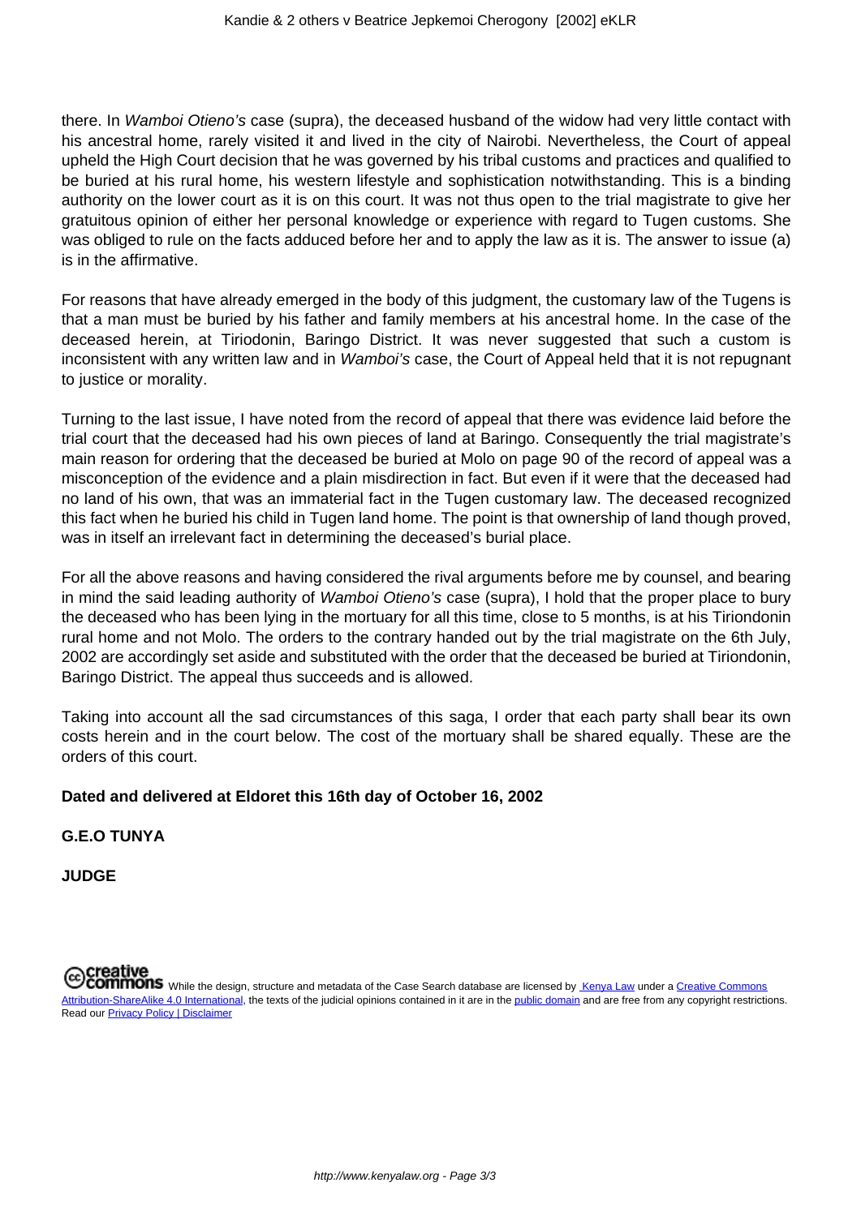there. In *Wamboi Otieno's* case (supra), the deceased husband of the widow had very little contact with his ancestral home, rarely visited it and lived in the city of Nairobi. Nevertheless, the Court of appeal upheld the High Court decision that he was governed by his tribal customs and practices and qualified to be buried at his rural home, his western lifestyle and sophistication notwithstanding. This is a binding authority on the lower court as it is on this court. It was not thus open to the trial magistrate to give her gratuitous opinion of either her personal knowledge or experience with regard to Tugen customs. She was obliged to rule on the facts adduced before her and to apply the law as it is. The answer to issue (a) is in the affirmative.

For reasons that have already emerged in the body of this judgment, the customary law of the Tugens is that a man must be buried by his father and family members at his ancestral home. In the case of the deceased herein, at Tiriodonin, Baringo District. It was never suggested that such a custom is inconsistent with any written law and in *Wamboi's* case, the Court of Appeal held that it is not repugnant to justice or morality.

Turning to the last issue, I have noted from the record of appeal that there was evidence laid before the trial court that the deceased had his own pieces of land at Baringo. Consequently the trial magistrate's main reason for ordering that the deceased be buried at Molo on page 90 of the record of appeal was a misconception of the evidence and a plain misdirection in fact. But even if it were that the deceased had no land of his own, that was an immaterial fact in the Tugen customary law. The deceased recognized this fact when he buried his child in Tugen land home. The point is that ownership of land though proved, was in itself an irrelevant fact in determining the deceased's burial place.

For all the above reasons and having considered the rival arguments before me by counsel, and bearing in mind the said leading authority of *Wamboi Otieno's* case (supra), I hold that the proper place to bury the deceased who has been lying in the mortuary for all this time, close to 5 months, is at his Tiriondonin rural home and not Molo. The orders to the contrary handed out by the trial magistrate on the 6th July, 2002 are accordingly set aside and substituted with the order that the deceased be buried at Tiriondonin, Baringo District. The appeal thus succeeds and is allowed.

Taking into account all the sad circumstances of this saga, I order that each party shall bear its own costs herein and in the court below. The cost of the mortuary shall be shared equally. These are the orders of this court.

**Dated and delivered at Eldoret this 16th day of October 16, 2002**

**G.E.O TUNYA**

**JUDGE**

While the design, structure and metadata of the Case Search database are licensed by Kenya Law under a Creative Commons Attribution-ShareAlike 4.0 International, the texts of the judicial opinions contained in it are in the public domain and are free from any copyright restrictions. Read our Privacy Policy | Disclaimer